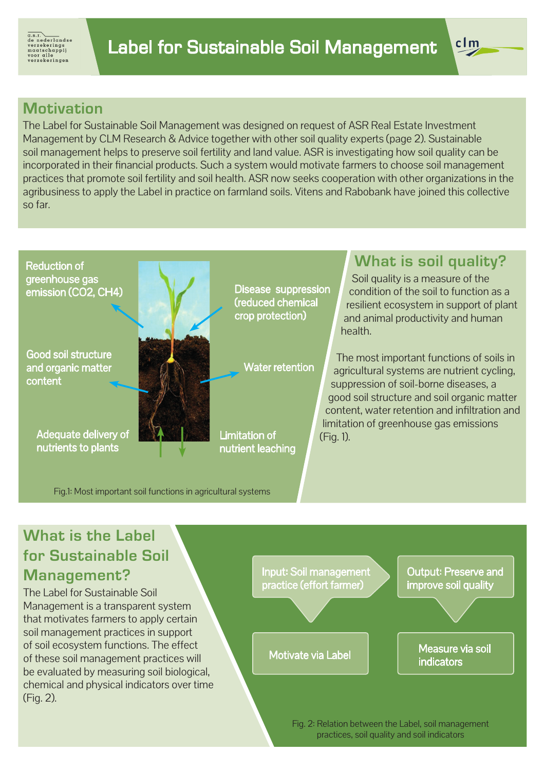# Label for Sustainable Soil Management

## Motivation

The Label for Sustainable Soil Management was designed on request of ASR Real Estate Investment Management by CLM Research & Advice together with other soil quality experts (page 2). Sustainable soil management helps to preserve soil fertility and land value. ASR is investigating how soil quality can be incorporated in their financial products. Such a system would motivate farmers to choose soil management practices that promote soil fertility and soil health. ASR now seeks cooperation with other organizations in the agribusiness to apply the Label in practice on farmland soils. Vitens and Rabobank have joined this collective so far.

Reduction of greenhouse gas emission ($CO_2$, $CH_4$)

Disease suppression (reduced chemical crop protection)

Good soil structure and organic matter content

Water retention

Adequate delivery of nutrients to plants

Limitation of nutrient leaching

Fig.1: Most important soil functions in agricultural systems

## What is soil quality?

Soil quality is a measure of the condition of the soil to function as a resilient ecosystem in support of plant and animal productivity and human health.

The most important functions of soils in agricultural systems are nutrient cycling, suppression of soil-borne diseases, a good soil structure and soil organic matter content, water retention and infiltration and limitation of greenhouse gas emissions (Fig. 1).

## What is the Label for Sustainable Soil Management?

The Label for Sustainable Soil Management is a transparent system that motivates farmers to apply certain soil management practices in support of soil ecosystem functions. The effect of these soil management practices will be evaluated by measuring soil biological, chemical and physical indicators over time (Fig. 2).

Input: Soil management practice (effort farmer) → Output: Preserve and improve soil quality

Motivate via Label

Measure via soil indicators

Fig. 2: Relation between the Label, soil management practices, soil quality and soil indicators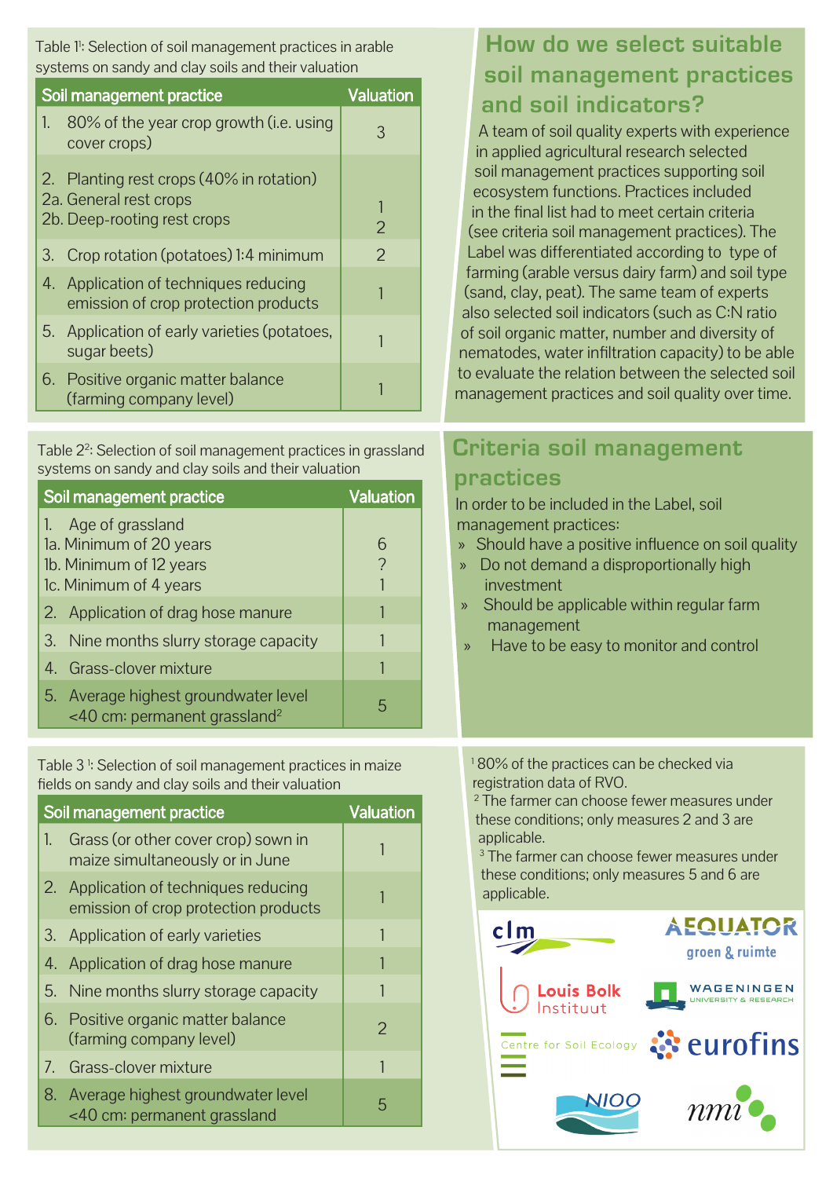Table 1[1]: Selection of soil management practices in arable systems on sandy and clay soils and their valuation

| Soil management practice | Valuation |
| --- | --- |
| 1. 80% of the year crop growth (i.e. using cover crops) | 3 |
| 2. Planting rest crops (40% in rotation)<br>2a. General rest crops<br>2b. Deep-rooting rest crops | <br>1<br>2 |
| 3. Crop rotation (potatoes) 1:4 minimum | 2 |
| 4. Application of techniques reducing emission of crop protection products | 1 |
| 5. Application of early varieties (potatoes, sugar beets) | 1 |
| 6. Positive organic matter balance (farming company level) | 1 |

## How do we select suitable soil management practices and soil indicators?

A team of soil quality experts with experience in applied agricultural research selected soil management practices supporting soil ecosystem functions. Practices included in the final list had to meet certain criteria (see criteria soil management practices). The Label was differentiated according to type of farming (arable versus dairy farm) and soil type (sand, clay, peat). The same team of experts also selected soil indicators (such as C:N ratio of soil organic matter, number and diversity of nematodes, water infiltration capacity) to be able to evaluate the relation between the selected soil management practices and soil quality over time.

Table 2[2]: Selection of soil management practices in grassland systems on sandy and clay soils and their valuation

| Soil management practice | Valuation |
| --- | --- |
| 1. Age of grassland<br>1a. Minimum of 20 years<br>1b. Minimum of 12 years<br>1c. Minimum of 4 years | <br>6<br>?<br>1 |
| 2. Application of drag hose manure | 1 |
| 3. Nine months slurry storage capacity | 1 |
| 4. Grass-clover mixture | 1 |
| 5. Average highest groundwater level <40 cm: permanent grassland[2] | 5 |

## Criteria soil management practices

In order to be included in the Label, soil management practices:

- Should have a positive influence on soil quality
- Do not demand a disproportionally high investment
- Should be applicable within regular farm management
- Have to be easy to monitor and control

Table 3[1]: Selection of soil management practices in maize fields on sandy and clay soils and their valuation

| Soil management practice | Valuation |
| --- | --- |
| 1. Grass (or other cover crop) sown in maize simultaneously or in June | 1 |
| 2. Application of techniques reducing emission of crop protection products | 1 |
| 3. Application of early varieties | 1 |
| 4. Application of drag hose manure | 1 |
| 5. Nine months slurry storage capacity | 1 |
| 6. Positive organic matter balance (farming company level) | 2 |
| 7. Grass-clover mixture | 1 |
| 8. Average highest groundwater level <40 cm: permanent grassland | 5 |

[1] 80% of the practices can be checked via registration data of RVO.
[2] The farmer can choose fewer measures under these conditions; only measures 2 and 3 are applicable.
[3] The farmer can choose fewer measures under these conditions; only measures 5 and 6 are applicable.

clm · AEQUATOR groen & ruimte · Louis Bolk Instituut · WAGENINGEN UNIVERSITY & RESEARCH · Centre for Soil Ecology · eurofins · NIOO · nmi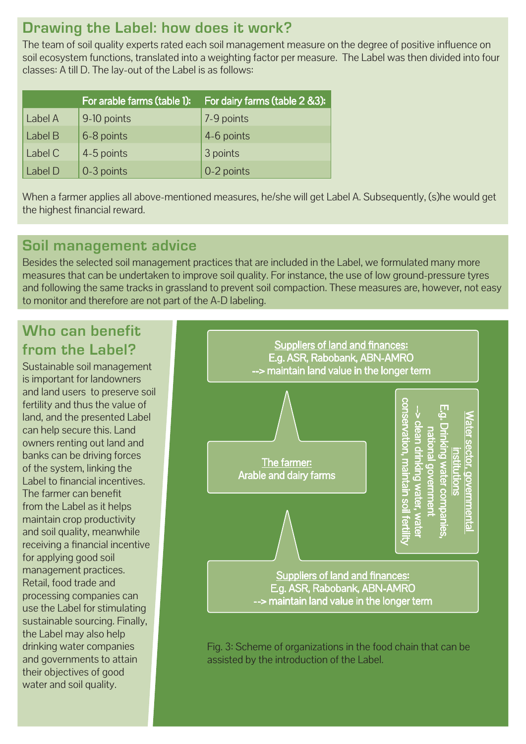## Drawing the Label: how does it work?

The team of soil quality experts rated each soil management measure on the degree of positive influence on soil ecosystem functions, translated into a weighting factor per measure. The Label was then divided into four classes: A till D. The lay-out of the Label is as follows:

| | For arable farms (table 1): | For dairy farms (table 2 &3): |
|---|---|---|
| Label A | 9-10 points | 7-9 points |
| Label B | 6-8 points | 4-6 points |
| Label C | 4-5 points | 3 points |
| Label D | 0-3 points | 0-2 points |

When a farmer applies all above-mentioned measures, he/she will get Label A. Subsequently, (s)he would get the highest financial reward.

## Soil management advice

Besides the selected soil management practices that are included in the Label, we formulated many more measures that can be undertaken to improve soil quality. For instance, the use of low ground-pressure tyres and following the same tracks in grassland to prevent soil compaction. These measures are, however, not easy to monitor and therefore are not part of the A-D labeling.

## Who can benefit from the Label?

Sustainable soil management is important for landowners and land users to preserve soil fertility and thus the value of land, and the presented Label can help secure this. Land owners renting out land and banks can be driving forces of the system, linking the Label to financial incentives. The farmer can benefit from the Label as it helps maintain crop productivity and soil quality, meanwhile receiving a financial incentive for applying good soil management practices. Retail, food trade and processing companies can use the Label for stimulating sustainable sourcing. Finally, the Label may also help drinking water companies and governments to attain their objectives of good water and soil quality.

Suppliers of land and finances:
E.g. ASR, Rabobank, ABN-AMRO
--> maintain land value in the longer term

The farmer:
Arable and dairy farms

Water sector, governmental institutions
E.g. Drinking water companies, national government
--> clean drinking water, water conservation, maintain soil fertility

Suppliers of land and finances:
E.g. ASR, Rabobank, ABN-AMRO
--> maintain land value in the longer term

Fig. 3: Scheme of organizations in the food chain that can be assisted by the introduction of the Label.